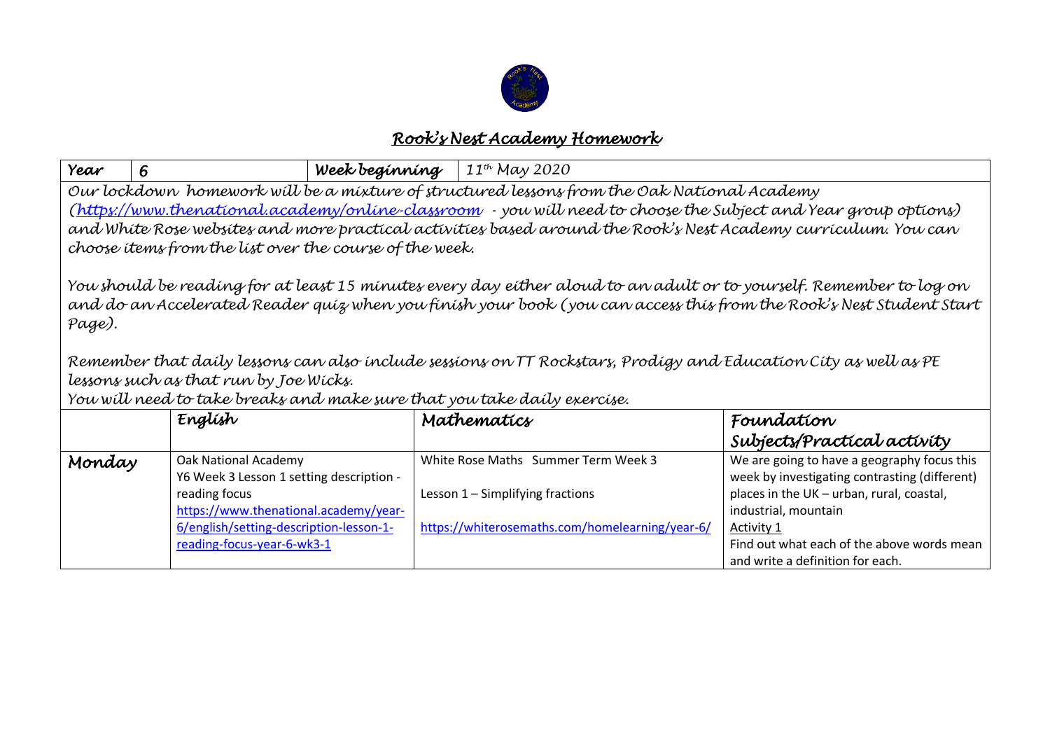# *Rook's Nest Academy Homework*

| *Year* | *6* | *Week beginning* | *11th May 2020* |
|---|---|---|---|

*Our lockdown homework will be a mixture of structured lessons from the Oak National Academy ([https://www.thenational.academy/online-classroom](https://www.thenational.academy/online-classroom) - you will need to choose the Subject and Year group options) and White Rose websites and more practical activities based around the Rook's Nest Academy curriculum. You can choose items from the list over the course of the week.*

*You should be reading for at least 15 minutes every day either aloud to an adult or to yourself. Remember to log on and do an Accelerated Reader quiz when you finish your book (you can access this from the Rook's Nest Student Start Page).*

*Remember that daily lessons can also include sessions on TT Rockstars, Prodigy and Education City as well as PE lessons such as that run by Joe Wicks.*

*You will need to take breaks and make sure that you take daily exercise.*

| | *English* | *Mathematics* | *Foundation Subjects/Practical activity* |
|---|---|---|---|
| *Monday* | Oak National Academy<br>Y6 Week 3 Lesson 1 setting description - reading focus<br>[https://www.thenational.academy/year-6/english/setting-description-lesson-1-reading-focus-year-6-wk3-1](https://www.thenational.academy/year-6/english/setting-description-lesson-1-reading-focus-year-6-wk3-1) | White Rose Maths Summer Term Week 3<br><br>Lesson 1 – Simplifying fractions<br><br>[https://whiterosemaths.com/homelearning/year-6/](https://whiterosemaths.com/homelearning/year-6/) | We are going to have a geography focus this week by investigating contrasting (different) places in the UK – urban, rural, coastal, industrial, mountain<br>Activity 1<br>Find out what each of the above words mean and write a definition for each. |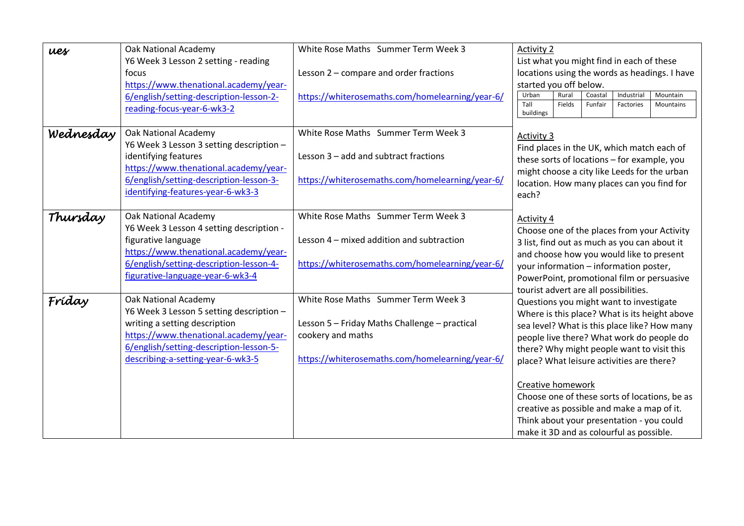| | | | |
|---|---|---|---|
| *ues* | Oak National Academy<br>Y6 Week 3 Lesson 2 setting - reading focus<br>https://www.thenational.academy/year-6/english/setting-description-lesson-2-reading-focus-year-6-wk3-2 | White Rose Maths Summer Term Week 3<br><br>Lesson 2 – compare and order fractions<br><br>https://whiterosemaths.com/homelearning/year-6/ | Activity 2<br>List what you might find in each of these locations using the words as headings. I have started you off below.<br>Urban: Tall buildings; Rural: Fields; Coastal: Funfair; Industrial: Factories; Mountain: Mountains |
| *Wednesday* | Oak National Academy<br>Y6 Week 3 Lesson 3 setting description – identifying features<br>https://www.thenational.academy/year-6/english/setting-description-lesson-3-identifying-features-year-6-wk3-3 | White Rose Maths Summer Term Week 3<br><br>Lesson 3 – add and subtract fractions<br><br>https://whiterosemaths.com/homelearning/year-6/ | Activity 3<br>Find places in the UK, which match each of these sorts of locations – for example, you might choose a city like Leeds for the urban location. How many places can you find for each? |
| *Thursday* | Oak National Academy<br>Y6 Week 3 Lesson 4 setting description - figurative language<br>https://www.thenational.academy/year-6/english/setting-description-lesson-4-figurative-language-year-6-wk3-4 | White Rose Maths Summer Term Week 3<br><br>Lesson 4 – mixed addition and subtraction<br><br>https://whiterosemaths.com/homelearning/year-6/ | Activity 4<br>Choose one of the places from your Activity 3 list, find out as much as you can about it and choose how you would like to present your information – information poster, PowerPoint, promotional film or persuasive tourist advert are all possibilities.<br>Questions you might want to investigate<br>Where is this place? What is its height above sea level? What is this place like? How many people live there? What work do people do there? Why might people want to visit this place? What leisure activities are there?<br><br>Creative homework<br>Choose one of these sorts of locations, be as creative as possible and make a map of it. Think about your presentation - you could make it 3D and as colourful as possible. |
| *Friday* | Oak National Academy<br>Y6 Week 3 Lesson 5 setting description – writing a setting description<br>https://www.thenational.academy/year-6/english/setting-description-lesson-5-describing-a-setting-year-6-wk3-5 | White Rose Maths Summer Term Week 3<br><br>Lesson 5 – Friday Maths Challenge – practical cookery and maths<br><br>https://whiterosemaths.com/homelearning/year-6/ | |